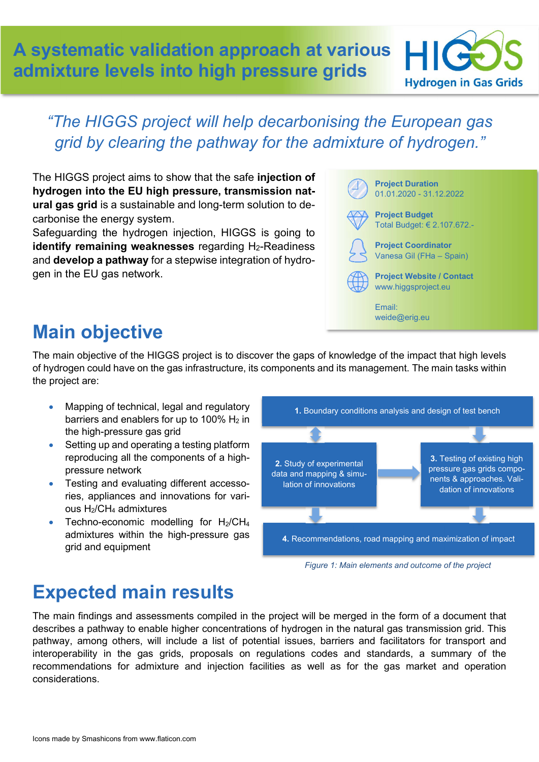# A systematic validation approach at various admixture levels into high pressure grids

HIGGS – Hydrogen in Gas Grids

*"The HIGGS project will help decarbonising the European gas grid by clearing the pathway for the admixture of hydrogen."*

The HIGGS project aims to show that the safe **injection of hydrogen into the EU high pressure, transmission natural gas grid** is a sustainable and long-term solution to decarbonise the energy system.
Safeguarding the hydrogen injection, HIGGS is going to **identify remaining weaknesses** regarding $H_2$-Readiness and **develop a pathway** for a stepwise integration of hydrogen in the EU gas network.

**Project Duration**
01.01.2020 - 31.12.2022

**Project Budget**
Total Budget: € 2.107.672.-

**Project Coordinator**
Vanesa Gil (FHa – Spain)

**Project Website / Contact**
www.higgsproject.eu

Email:
weide@erig.eu

## Main objective

The main objective of the HIGGS project is to discover the gaps of knowledge of the impact that high levels of hydrogen could have on the gas infrastructure, its components and its management. The main tasks within the project are:

- Mapping of technical, legal and regulatory barriers and enablers for up to 100% $H_2$ in the high-pressure gas grid
- Setting up and operating a testing platform reproducing all the components of a high-pressure network
- Testing and evaluating different accessories, appliances and innovations for various $H_2/CH_4$ admixtures
- Techno-economic modelling for $H_2/CH_4$ admixtures within the high-pressure gas grid and equipment

**1.** Boundary conditions analysis and design of test bench

**2.** Study of experimental data and mapping & simulation of innovations

**3.** Testing of existing high pressure gas grids components & approaches. Validation of innovations

**4.** Recommendations, road mapping and maximization of impact

*Figure 1: Main elements and outcome of the project*

## Expected main results

The main findings and assessments compiled in the project will be merged in the form of a document that describes a pathway to enable higher concentrations of hydrogen in the natural gas transmission grid. This pathway, among others, will include a list of potential issues, barriers and facilitators for transport and interoperability in the gas grids, proposals on regulations codes and standards, a summary of the recommendations for admixture and injection facilities as well as for the gas market and operation considerations.

Icons made by Smashicons from www.flaticon.com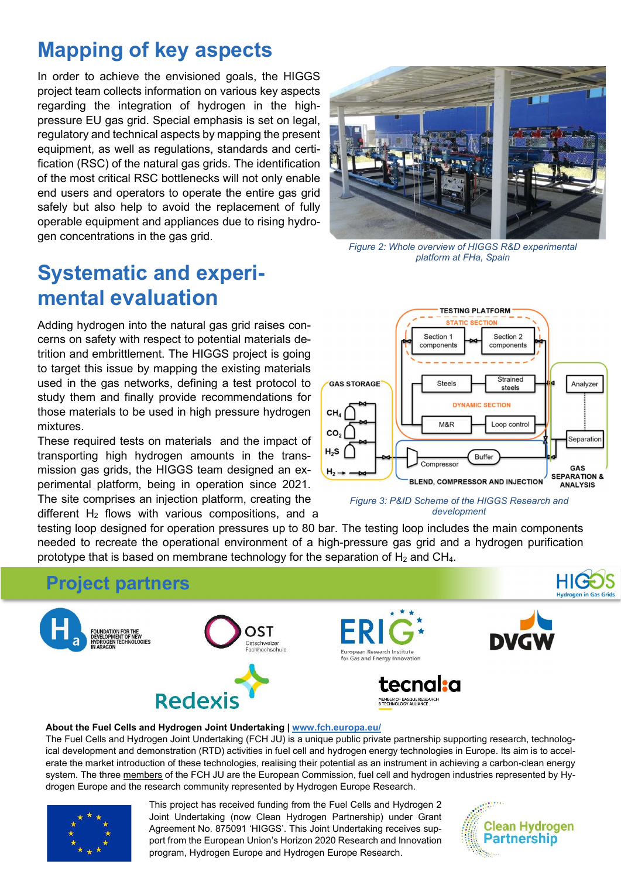## Mapping of key aspects

In order to achieve the envisioned goals, the HIGGS project team collects information on various key aspects regarding the integration of hydrogen in the high-pressure EU gas grid. Special emphasis is set on legal, regulatory and technical aspects by mapping the present equipment, as well as regulations, standards and certification (RSC) of the natural gas grids. The identification of the most critical RSC bottlenecks will not only enable end users and operators to operate the entire gas grid safely but also help to avoid the replacement of fully operable equipment and appliances due to rising hydrogen concentrations in the gas grid.

*Figure 2: Whole overview of HIGGS R&D experimental platform at FHa, Spain*

## Systematic and experimental evaluation

Adding hydrogen into the natural gas grid raises concerns on safety with respect to potential materials detrition and embrittlement. The HIGGS project is going to target this issue by mapping the existing materials used in the gas networks, defining a test protocol to study them and finally provide recommendations for those materials to be used in high pressure hydrogen mixtures.

These required tests on materials and the impact of transporting high hydrogen amounts in the transmission gas grids, the HIGGS team designed an experimental platform, being in operation since 2021. The site comprises an injection platform, creating the different $H_2$ flows with various compositions, and a testing loop designed for operation pressures up to 80 bar. The testing loop includes the main components needed to recreate the operational environment of a high-pressure gas grid and a hydrogen purification prototype that is based on membrane technology for the separation of $H_2$ and $CH_4$.

TESTING PLATFORM
STATIC SECTION
Section 1 components
Section 2 components
Steels
Strained steels
DYNAMIC SECTION
M&R
Loop control
GAS STORAGE
$CH_4$
$CO_2$
$H_2S$
$H_2$
Compressor
Buffer
BLEND, COMPRESSOR AND INJECTION
Analyzer
Separation
GAS SEPARATION & ANALYSIS

*Figure 3: P&ID Scheme of the HIGGS Research and development*

## Project partners

HIGGS Hydrogen in Gas Grids

FOUNDATION FOR THE DEVELOPMENT OF NEW HYDROGEN TECHNOLOGIES IN ARAGON

OST Ostschweizer Fachhochschule

ERIG European Research Institute for Gas and Energy Innovation

DVGW

Redexis

tecnalia MEMBER OF BASQUE RESEARCH & TECHNOLOGY ALLIANCE

**About the Fuel Cells and Hydrogen Joint Undertaking | www.fch.europa.eu/**

The Fuel Cells and Hydrogen Joint Undertaking (FCH JU) is a unique public private partnership supporting research, technological development and demonstration (RTD) activities in fuel cell and hydrogen energy technologies in Europe. Its aim is to accelerate the market introduction of these technologies, realising their potential as an instrument in achieving a carbon-clean energy system. The three members of the FCH JU are the European Commission, fuel cell and hydrogen industries represented by Hydrogen Europe and the research community represented by Hydrogen Europe Research.

This project has received funding from the Fuel Cells and Hydrogen 2 Joint Undertaking (now Clean Hydrogen Partnership) under Grant Agreement No. 875091 'HIGGS'. This Joint Undertaking receives support from the European Union's Horizon 2020 Research and Innovation program, Hydrogen Europe and Hydrogen Europe Research.

Clean Hydrogen Partnership